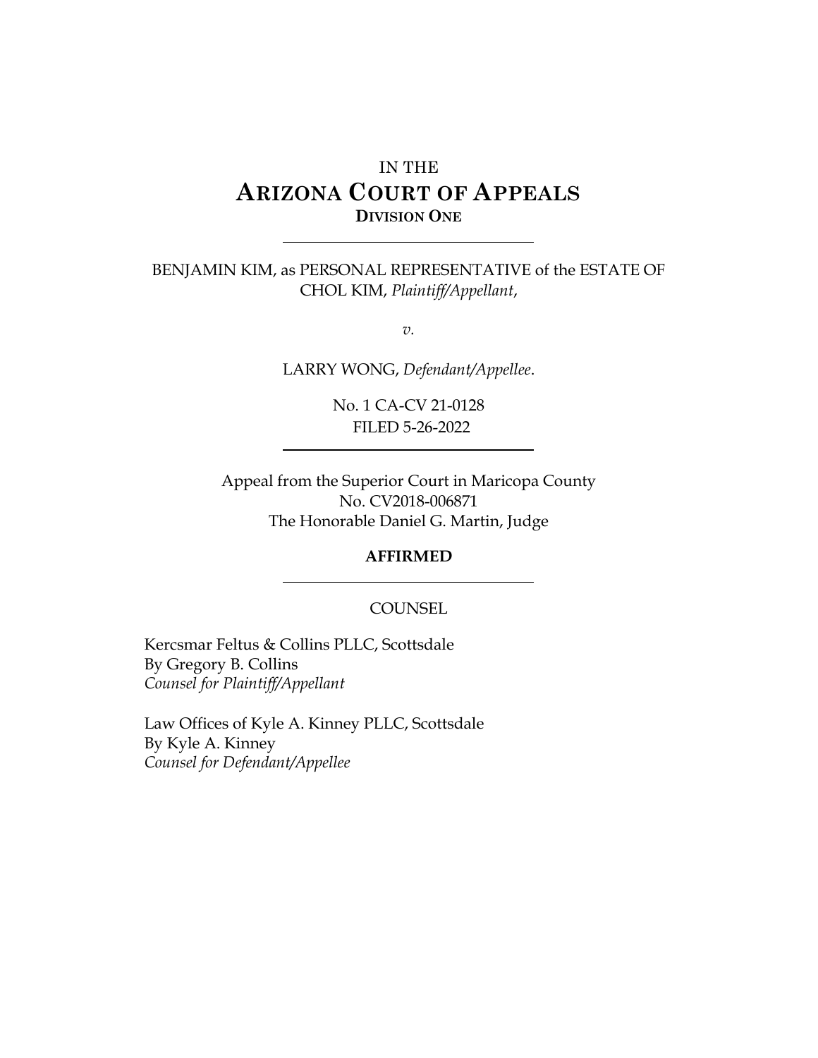IN THE

# ARIZONA COURT OF APPEALS

**DIVISION ONE**

---

BENJAMIN KIM, as PERSONAL REPRESENTATIVE of the ESTATE OF CHOL KIM, *Plaintiff/Appellant*,

*v.*

LARRY WONG, *Defendant/Appellee*.

No. 1 CA-CV 21-0128
FILED 5-26-2022

---

Appeal from the Superior Court in Maricopa County
No. CV2018-006871
The Honorable Daniel G. Martin, Judge

**AFFIRMED**

---

COUNSEL

Kercsmar Feltus & Collins PLLC, Scottsdale
By Gregory B. Collins
*Counsel for Plaintiff/Appellant*

Law Offices of Kyle A. Kinney PLLC, Scottsdale
By Kyle A. Kinney
*Counsel for Defendant/Appellee*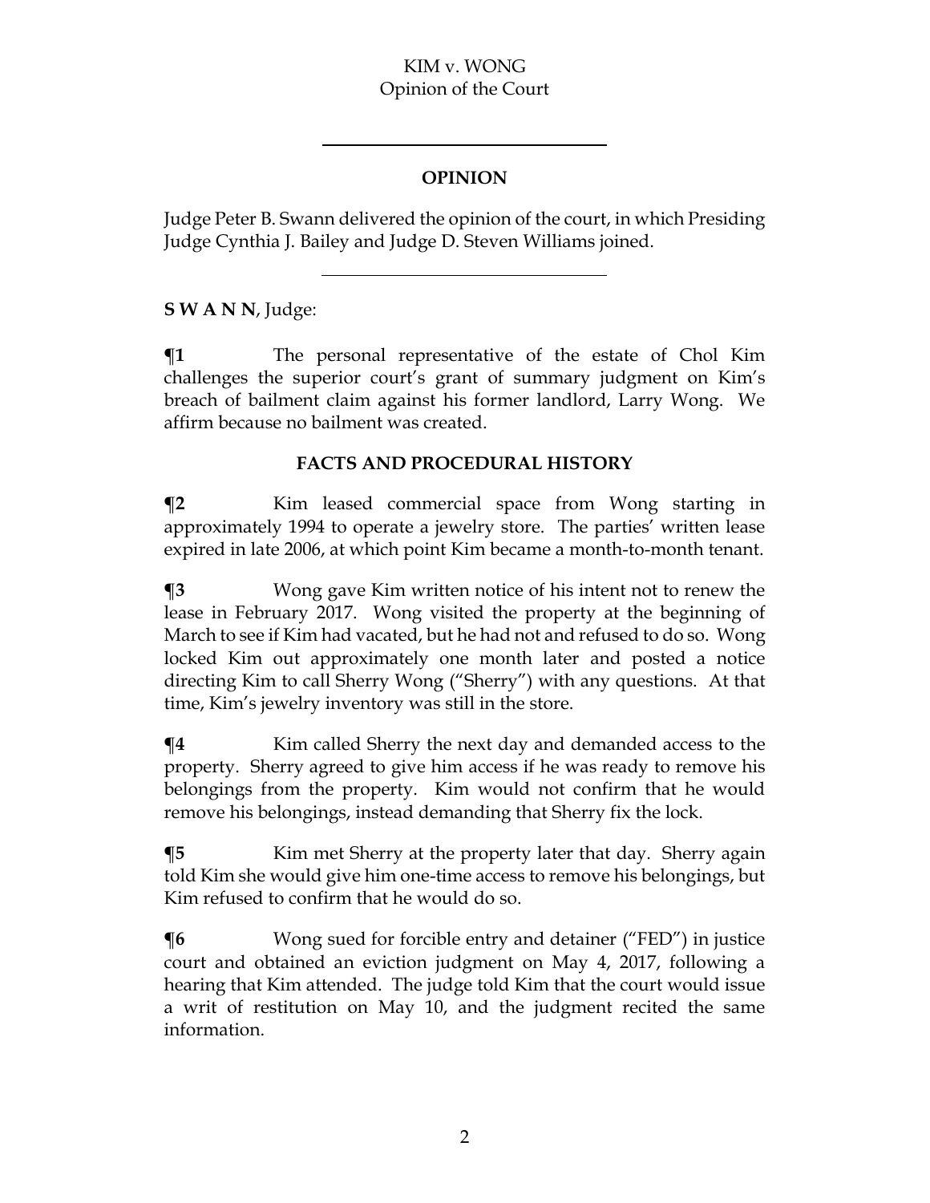## OPINION

Judge Peter B. Swann delivered the opinion of the court, in which Presiding Judge Cynthia J. Bailey and Judge D. Steven Williams joined.

**S W A N N**, Judge:

**¶1** The personal representative of the estate of Chol Kim challenges the superior court's grant of summary judgment on Kim's breach of bailment claim against his former landlord, Larry Wong. We affirm because no bailment was created.

### FACTS AND PROCEDURAL HISTORY

**¶2** Kim leased commercial space from Wong starting in approximately 1994 to operate a jewelry store. The parties' written lease expired in late 2006, at which point Kim became a month-to-month tenant.

**¶3** Wong gave Kim written notice of his intent not to renew the lease in February 2017. Wong visited the property at the beginning of March to see if Kim had vacated, but he had not and refused to do so. Wong locked Kim out approximately one month later and posted a notice directing Kim to call Sherry Wong ("Sherry") with any questions. At that time, Kim's jewelry inventory was still in the store.

**¶4** Kim called Sherry the next day and demanded access to the property. Sherry agreed to give him access if he was ready to remove his belongings from the property. Kim would not confirm that he would remove his belongings, instead demanding that Sherry fix the lock.

**¶5** Kim met Sherry at the property later that day. Sherry again told Kim she would give him one-time access to remove his belongings, but Kim refused to confirm that he would do so.

**¶6** Wong sued for forcible entry and detainer ("FED") in justice court and obtained an eviction judgment on May 4, 2017, following a hearing that Kim attended. The judge told Kim that the court would issue a writ of restitution on May 10, and the judgment recited the same information.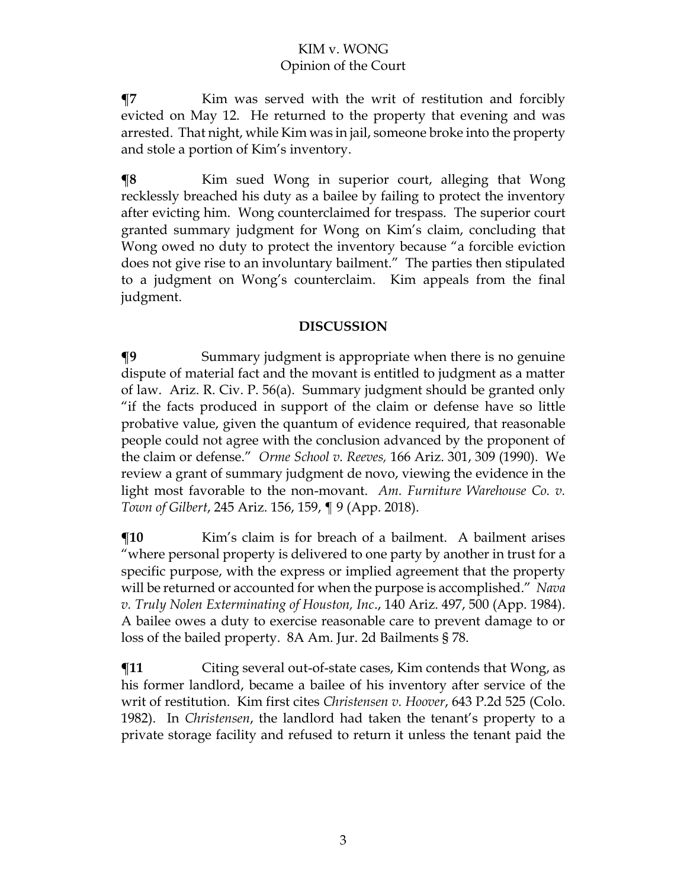**¶7** Kim was served with the writ of restitution and forcibly evicted on May 12. He returned to the property that evening and was arrested. That night, while Kim was in jail, someone broke into the property and stole a portion of Kim's inventory.

**¶8** Kim sued Wong in superior court, alleging that Wong recklessly breached his duty as a bailee by failing to protect the inventory after evicting him. Wong counterclaimed for trespass. The superior court granted summary judgment for Wong on Kim's claim, concluding that Wong owed no duty to protect the inventory because "a forcible eviction does not give rise to an involuntary bailment." The parties then stipulated to a judgment on Wong's counterclaim. Kim appeals from the final judgment.

## DISCUSSION

**¶9** Summary judgment is appropriate when there is no genuine dispute of material fact and the movant is entitled to judgment as a matter of law. Ariz. R. Civ. P. 56(a). Summary judgment should be granted only "if the facts produced in support of the claim or defense have so little probative value, given the quantum of evidence required, that reasonable people could not agree with the conclusion advanced by the proponent of the claim or defense." *Orme School v. Reeves,* 166 Ariz. 301, 309 (1990). We review a grant of summary judgment de novo, viewing the evidence in the light most favorable to the non-movant. *Am. Furniture Warehouse Co. v. Town of Gilbert*, 245 Ariz. 156, 159, ¶ 9 (App. 2018).

**¶10** Kim's claim is for breach of a bailment. A bailment arises "where personal property is delivered to one party by another in trust for a specific purpose, with the express or implied agreement that the property will be returned or accounted for when the purpose is accomplished." *Nava v. Truly Nolen Exterminating of Houston, Inc*., 140 Ariz. 497, 500 (App. 1984). A bailee owes a duty to exercise reasonable care to prevent damage to or loss of the bailed property. 8A Am. Jur. 2d Bailments § 78.

**¶11** Citing several out-of-state cases, Kim contends that Wong, as his former landlord, became a bailee of his inventory after service of the writ of restitution. Kim first cites *Christensen v. Hoover*, 643 P.2d 525 (Colo. 1982). In *Christensen*, the landlord had taken the tenant's property to a private storage facility and refused to return it unless the tenant paid the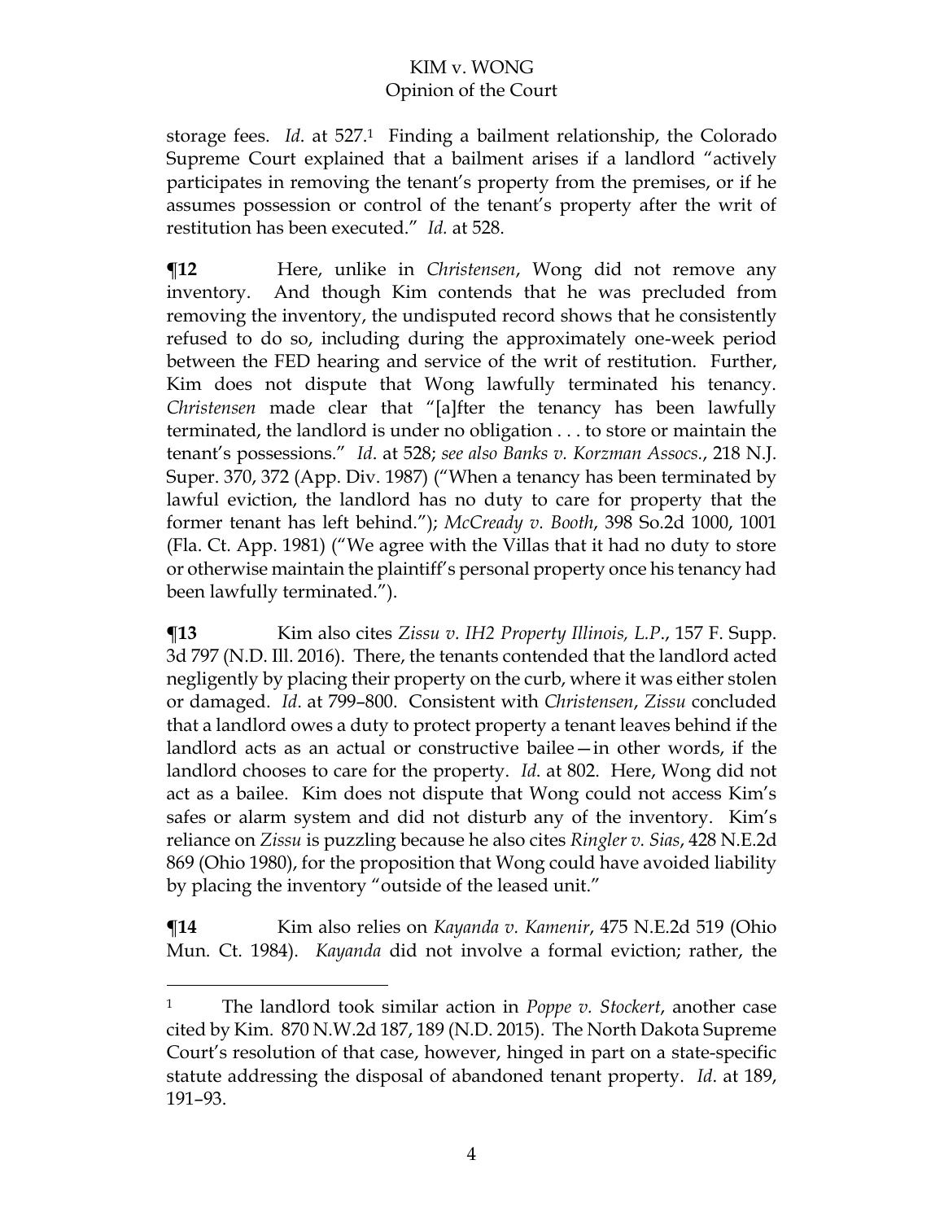storage fees. *Id*. at 527.[1] Finding a bailment relationship, the Colorado Supreme Court explained that a bailment arises if a landlord "actively participates in removing the tenant's property from the premises, or if he assumes possession or control of the tenant's property after the writ of restitution has been executed." *Id.* at 528.

**¶12** Here, unlike in *Christensen*, Wong did not remove any inventory. And though Kim contends that he was precluded from removing the inventory, the undisputed record shows that he consistently refused to do so, including during the approximately one-week period between the FED hearing and service of the writ of restitution. Further, Kim does not dispute that Wong lawfully terminated his tenancy. *Christensen* made clear that "[a]fter the tenancy has been lawfully terminated, the landlord is under no obligation . . . to store or maintain the tenant's possessions." *Id*. at 528; *see also Banks v. Korzman Assocs.*, 218 N.J. Super. 370, 372 (App. Div. 1987) ("When a tenancy has been terminated by lawful eviction, the landlord has no duty to care for property that the former tenant has left behind."); *McCready v. Booth*, 398 So.2d 1000, 1001 (Fla. Ct. App. 1981) ("We agree with the Villas that it had no duty to store or otherwise maintain the plaintiff's personal property once his tenancy had been lawfully terminated.").

**¶13** Kim also cites *Zissu v. IH2 Property Illinois, L.P.*, 157 F. Supp. 3d 797 (N.D. Ill. 2016). There, the tenants contended that the landlord acted negligently by placing their property on the curb, where it was either stolen or damaged. *Id*. at 799–800. Consistent with *Christensen*, *Zissu* concluded that a landlord owes a duty to protect property a tenant leaves behind if the landlord acts as an actual or constructive bailee—in other words, if the landlord chooses to care for the property. *Id.* at 802. Here, Wong did not act as a bailee. Kim does not dispute that Wong could not access Kim's safes or alarm system and did not disturb any of the inventory. Kim's reliance on *Zissu* is puzzling because he also cites *Ringler v. Sias*, 428 N.E.2d 869 (Ohio 1980), for the proposition that Wong could have avoided liability by placing the inventory "outside of the leased unit."

**¶14** Kim also relies on *Kayanda v. Kamenir*, 475 N.E.2d 519 (Ohio Mun. Ct. 1984). *Kayanda* did not involve a formal eviction; rather, the

---

[1] The landlord took similar action in *Poppe v. Stockert*, another case cited by Kim. 870 N.W.2d 187, 189 (N.D. 2015). The North Dakota Supreme Court's resolution of that case, however, hinged in part on a state-specific statute addressing the disposal of abandoned tenant property. *Id*. at 189, 191–93.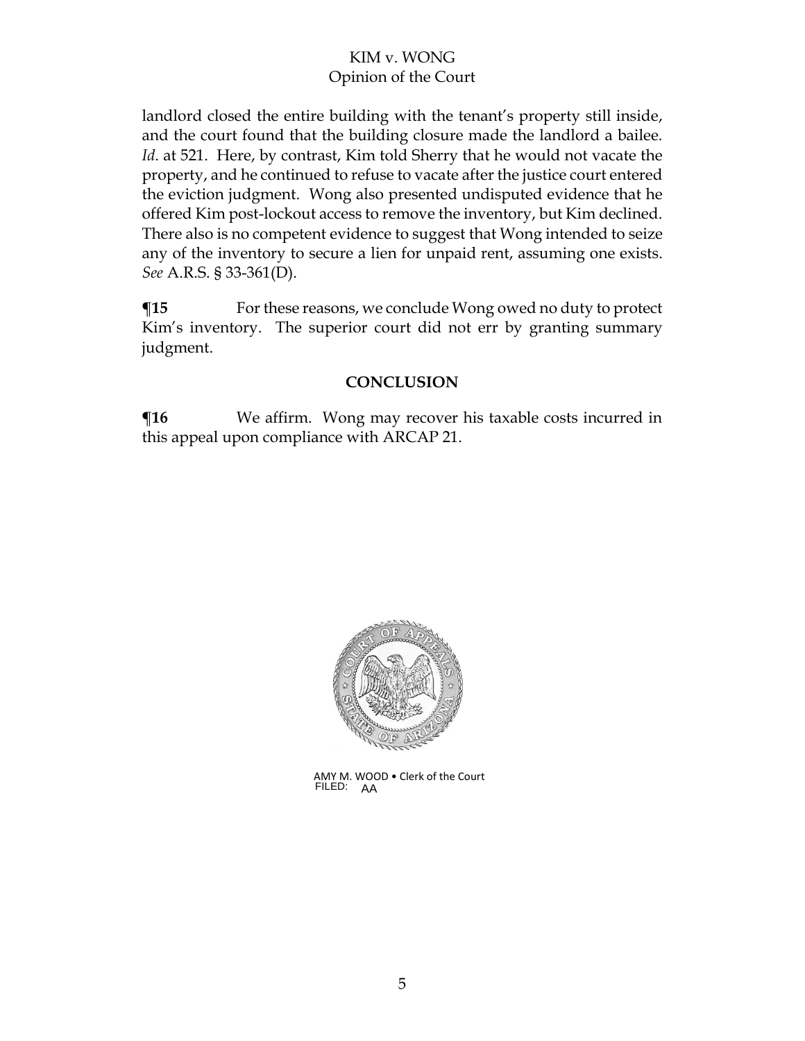landlord closed the entire building with the tenant's property still inside, and the court found that the building closure made the landlord a bailee. *Id.* at 521. Here, by contrast, Kim told Sherry that he would not vacate the property, and he continued to refuse to vacate after the justice court entered the eviction judgment. Wong also presented undisputed evidence that he offered Kim post-lockout access to remove the inventory, but Kim declined. There also is no competent evidence to suggest that Wong intended to seize any of the inventory to secure a lien for unpaid rent, assuming one exists. *See* A.R.S. § 33-361(D).

**¶15** For these reasons, we conclude Wong owed no duty to protect Kim's inventory. The superior court did not err by granting summary judgment.

## CONCLUSION

**¶16** We affirm. Wong may recover his taxable costs incurred in this appeal upon compliance with ARCAP 21.

AMY M. WOOD • Clerk of the Court
FILED: AA